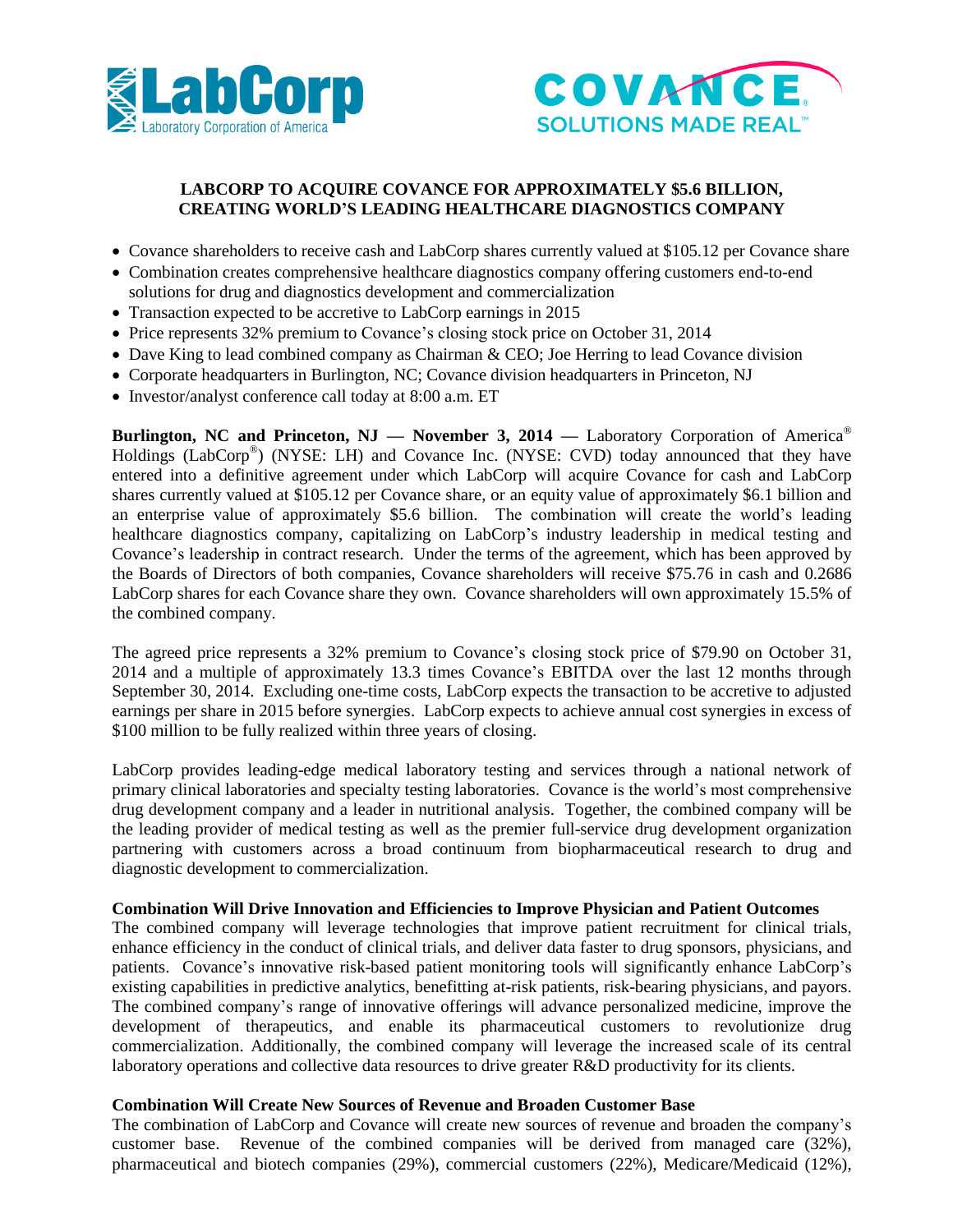# LABCORP TO ACQUIRE COVANCE FOR APPROXIMATELY $5.6 BILLION, CREATING WORLD'S LEADING HEALTHCARE DIAGNOSTICS COMPANY

- Covance shareholders to receive cash and LabCorp shares currently valued at $105.12 per Covance share
- Combination creates comprehensive healthcare diagnostics company offering customers end-to-end solutions for drug and diagnostics development and commercialization
- Transaction expected to be accretive to LabCorp earnings in 2015
- Price represents 32% premium to Covance's closing stock price on October 31, 2014
- Dave King to lead combined company as Chairman & CEO; Joe Herring to lead Covance division
- Corporate headquarters in Burlington, NC; Covance division headquarters in Princeton, NJ
- Investor/analyst conference call today at 8:00 a.m. ET

**Burlington, NC and Princeton, NJ — November 3, 2014 —** Laboratory Corporation of America® Holdings (LabCorp®) (NYSE: LH) and Covance Inc. (NYSE: CVD) today announced that they have entered into a definitive agreement under which LabCorp will acquire Covance for cash and LabCorp shares currently valued at $105.12 per Covance share, or an equity value of approximately $6.1 billion and an enterprise value of approximately $5.6 billion. The combination will create the world's leading healthcare diagnostics company, capitalizing on LabCorp's industry leadership in medical testing and Covance's leadership in contract research. Under the terms of the agreement, which has been approved by the Boards of Directors of both companies, Covance shareholders will receive $75.76 in cash and 0.2686 LabCorp shares for each Covance share they own. Covance shareholders will own approximately 15.5% of the combined company.

The agreed price represents a 32% premium to Covance's closing stock price of $79.90 on October 31, 2014 and a multiple of approximately 13.3 times Covance's EBITDA over the last 12 months through September 30, 2014. Excluding one-time costs, LabCorp expects the transaction to be accretive to adjusted earnings per share in 2015 before synergies. LabCorp expects to achieve annual cost synergies in excess of $100 million to be fully realized within three years of closing.

LabCorp provides leading-edge medical laboratory testing and services through a national network of primary clinical laboratories and specialty testing laboratories. Covance is the world's most comprehensive drug development company and a leader in nutritional analysis. Together, the combined company will be the leading provider of medical testing as well as the premier full-service drug development organization partnering with customers across a broad continuum from biopharmaceutical research to drug and diagnostic development to commercialization.

**Combination Will Drive Innovation and Efficiencies to Improve Physician and Patient Outcomes**

The combined company will leverage technologies that improve patient recruitment for clinical trials, enhance efficiency in the conduct of clinical trials, and deliver data faster to drug sponsors, physicians, and patients. Covance's innovative risk-based patient monitoring tools will significantly enhance LabCorp's existing capabilities in predictive analytics, benefitting at-risk patients, risk-bearing physicians, and payors. The combined company's range of innovative offerings will advance personalized medicine, improve the development of therapeutics, and enable its pharmaceutical customers to revolutionize drug commercialization. Additionally, the combined company will leverage the increased scale of its central laboratory operations and collective data resources to drive greater R&D productivity for its clients.

**Combination Will Create New Sources of Revenue and Broaden Customer Base**

The combination of LabCorp and Covance will create new sources of revenue and broaden the company's customer base. Revenue of the combined companies will be derived from managed care (32%), pharmaceutical and biotech companies (29%), commercial customers (22%), Medicare/Medicaid (12%),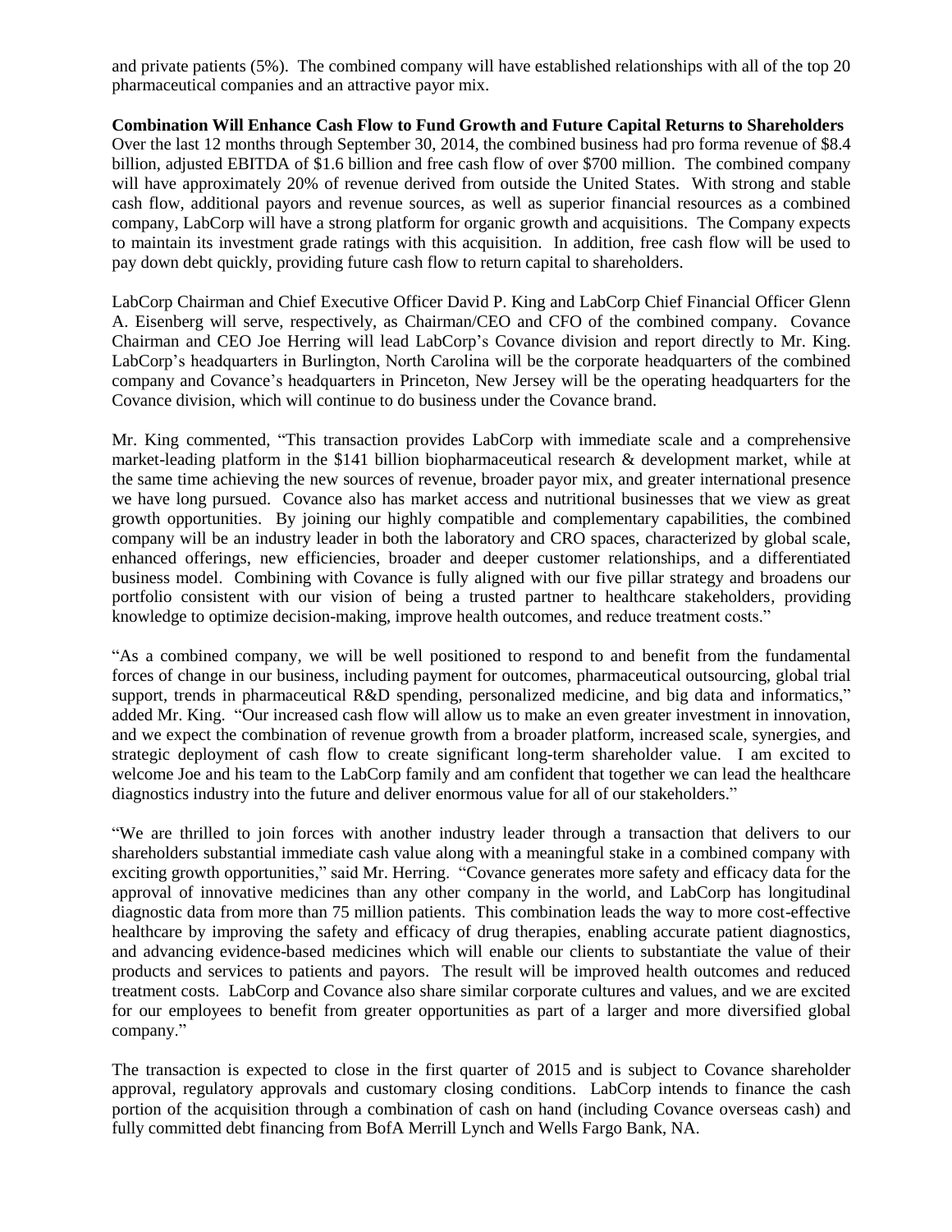and private patients (5%). The combined company will have established relationships with all of the top 20 pharmaceutical companies and an attractive payor mix.

**Combination Will Enhance Cash Flow to Fund Growth and Future Capital Returns to Shareholders**

Over the last 12 months through September 30, 2014, the combined business had pro forma revenue of $8.4 billion, adjusted EBITDA of $1.6 billion and free cash flow of over $700 million. The combined company will have approximately 20% of revenue derived from outside the United States. With strong and stable cash flow, additional payors and revenue sources, as well as superior financial resources as a combined company, LabCorp will have a strong platform for organic growth and acquisitions. The Company expects to maintain its investment grade ratings with this acquisition. In addition, free cash flow will be used to pay down debt quickly, providing future cash flow to return capital to shareholders.

LabCorp Chairman and Chief Executive Officer David P. King and LabCorp Chief Financial Officer Glenn A. Eisenberg will serve, respectively, as Chairman/CEO and CFO of the combined company. Covance Chairman and CEO Joe Herring will lead LabCorp's Covance division and report directly to Mr. King. LabCorp's headquarters in Burlington, North Carolina will be the corporate headquarters of the combined company and Covance's headquarters in Princeton, New Jersey will be the operating headquarters for the Covance division, which will continue to do business under the Covance brand.

Mr. King commented, "This transaction provides LabCorp with immediate scale and a comprehensive market-leading platform in the $141 billion biopharmaceutical research & development market, while at the same time achieving the new sources of revenue, broader payor mix, and greater international presence we have long pursued. Covance also has market access and nutritional businesses that we view as great growth opportunities. By joining our highly compatible and complementary capabilities, the combined company will be an industry leader in both the laboratory and CRO spaces, characterized by global scale, enhanced offerings, new efficiencies, broader and deeper customer relationships, and a differentiated business model. Combining with Covance is fully aligned with our five pillar strategy and broadens our portfolio consistent with our vision of being a trusted partner to healthcare stakeholders, providing knowledge to optimize decision-making, improve health outcomes, and reduce treatment costs."

"As a combined company, we will be well positioned to respond to and benefit from the fundamental forces of change in our business, including payment for outcomes, pharmaceutical outsourcing, global trial support, trends in pharmaceutical R&D spending, personalized medicine, and big data and informatics," added Mr. King. "Our increased cash flow will allow us to make an even greater investment in innovation, and we expect the combination of revenue growth from a broader platform, increased scale, synergies, and strategic deployment of cash flow to create significant long-term shareholder value. I am excited to welcome Joe and his team to the LabCorp family and am confident that together we can lead the healthcare diagnostics industry into the future and deliver enormous value for all of our stakeholders."

"We are thrilled to join forces with another industry leader through a transaction that delivers to our shareholders substantial immediate cash value along with a meaningful stake in a combined company with exciting growth opportunities," said Mr. Herring. "Covance generates more safety and efficacy data for the approval of innovative medicines than any other company in the world, and LabCorp has longitudinal diagnostic data from more than 75 million patients. This combination leads the way to more cost-effective healthcare by improving the safety and efficacy of drug therapies, enabling accurate patient diagnostics, and advancing evidence-based medicines which will enable our clients to substantiate the value of their products and services to patients and payors. The result will be improved health outcomes and reduced treatment costs. LabCorp and Covance also share similar corporate cultures and values, and we are excited for our employees to benefit from greater opportunities as part of a larger and more diversified global company."

The transaction is expected to close in the first quarter of 2015 and is subject to Covance shareholder approval, regulatory approvals and customary closing conditions. LabCorp intends to finance the cash portion of the acquisition through a combination of cash on hand (including Covance overseas cash) and fully committed debt financing from BofA Merrill Lynch and Wells Fargo Bank, NA.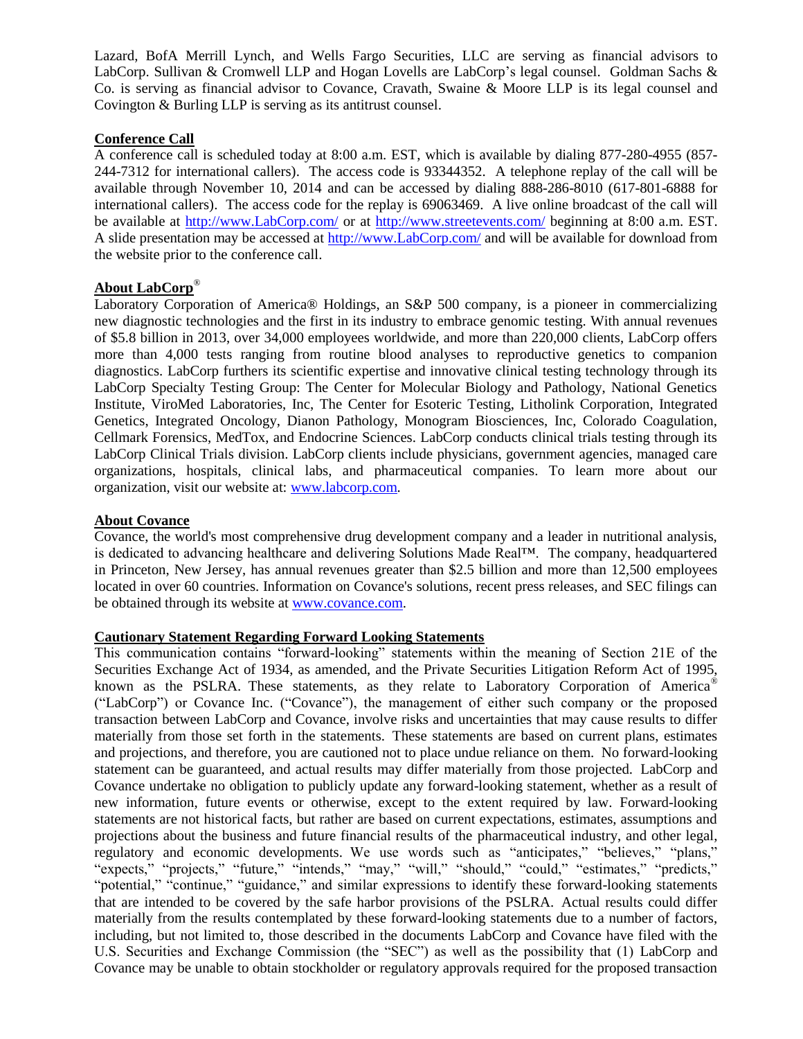Lazard, BofA Merrill Lynch, and Wells Fargo Securities, LLC are serving as financial advisors to LabCorp. Sullivan & Cromwell LLP and Hogan Lovells are LabCorp's legal counsel. Goldman Sachs & Co. is serving as financial advisor to Covance, Cravath, Swaine & Moore LLP is its legal counsel and Covington & Burling LLP is serving as its antitrust counsel.

**Conference Call**

A conference call is scheduled today at 8:00 a.m. EST, which is available by dialing 877-280-4955 (857-244-7312 for international callers). The access code is 93344352. A telephone replay of the call will be available through November 10, 2014 and can be accessed by dialing 888-286-8010 (617-801-6888 for international callers). The access code for the replay is 69063469. A live online broadcast of the call will be available at http://www.LabCorp.com/ or at http://www.streetevents.com/ beginning at 8:00 a.m. EST. A slide presentation may be accessed at http://www.LabCorp.com/ and will be available for download from the website prior to the conference call.

**About LabCorp®**

Laboratory Corporation of America® Holdings, an S&P 500 company, is a pioneer in commercializing new diagnostic technologies and the first in its industry to embrace genomic testing. With annual revenues of $5.8 billion in 2013, over 34,000 employees worldwide, and more than 220,000 clients, LabCorp offers more than 4,000 tests ranging from routine blood analyses to reproductive genetics to companion diagnostics. LabCorp furthers its scientific expertise and innovative clinical testing technology through its LabCorp Specialty Testing Group: The Center for Molecular Biology and Pathology, National Genetics Institute, ViroMed Laboratories, Inc, The Center for Esoteric Testing, Litholink Corporation, Integrated Genetics, Integrated Oncology, Dianon Pathology, Monogram Biosciences, Inc, Colorado Coagulation, Cellmark Forensics, MedTox, and Endocrine Sciences. LabCorp conducts clinical trials testing through its LabCorp Clinical Trials division. LabCorp clients include physicians, government agencies, managed care organizations, hospitals, clinical labs, and pharmaceutical companies. To learn more about our organization, visit our website at: www.labcorp.com.

**About Covance**

Covance, the world's most comprehensive drug development company and a leader in nutritional analysis, is dedicated to advancing healthcare and delivering Solutions Made Real™. The company, headquartered in Princeton, New Jersey, has annual revenues greater than $2.5 billion and more than 12,500 employees located in over 60 countries. Information on Covance's solutions, recent press releases, and SEC filings can be obtained through its website at www.covance.com.

**Cautionary Statement Regarding Forward Looking Statements**

This communication contains "forward-looking" statements within the meaning of Section 21E of the Securities Exchange Act of 1934, as amended, and the Private Securities Litigation Reform Act of 1995, known as the PSLRA. These statements, as they relate to Laboratory Corporation of America® ("LabCorp") or Covance Inc. ("Covance"), the management of either such company or the proposed transaction between LabCorp and Covance, involve risks and uncertainties that may cause results to differ materially from those set forth in the statements. These statements are based on current plans, estimates and projections, and therefore, you are cautioned not to place undue reliance on them. No forward-looking statement can be guaranteed, and actual results may differ materially from those projected. LabCorp and Covance undertake no obligation to publicly update any forward-looking statement, whether as a result of new information, future events or otherwise, except to the extent required by law. Forward-looking statements are not historical facts, but rather are based on current expectations, estimates, assumptions and projections about the business and future financial results of the pharmaceutical industry, and other legal, regulatory and economic developments. We use words such as "anticipates," "believes," "plans," "expects," "projects," "future," "intends," "may," "will," "should," "could," "estimates," "predicts," "potential," "continue," "guidance," and similar expressions to identify these forward-looking statements that are intended to be covered by the safe harbor provisions of the PSLRA. Actual results could differ materially from the results contemplated by these forward-looking statements due to a number of factors, including, but not limited to, those described in the documents LabCorp and Covance have filed with the U.S. Securities and Exchange Commission (the "SEC") as well as the possibility that (1) LabCorp and Covance may be unable to obtain stockholder or regulatory approvals required for the proposed transaction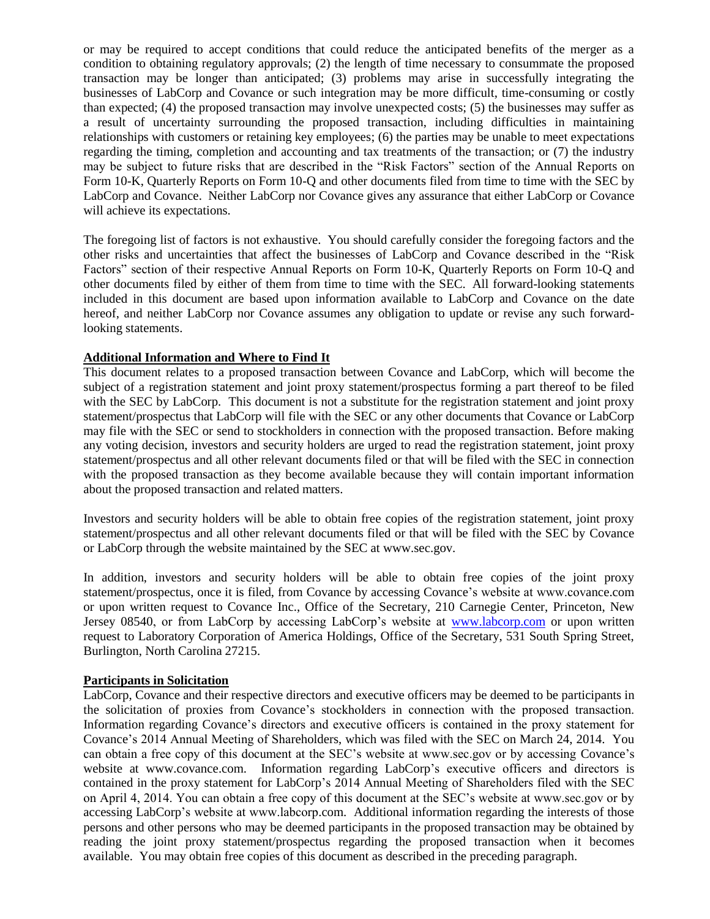or may be required to accept conditions that could reduce the anticipated benefits of the merger as a condition to obtaining regulatory approvals; (2) the length of time necessary to consummate the proposed transaction may be longer than anticipated; (3) problems may arise in successfully integrating the businesses of LabCorp and Covance or such integration may be more difficult, time-consuming or costly than expected; (4) the proposed transaction may involve unexpected costs; (5) the businesses may suffer as a result of uncertainty surrounding the proposed transaction, including difficulties in maintaining relationships with customers or retaining key employees; (6) the parties may be unable to meet expectations regarding the timing, completion and accounting and tax treatments of the transaction; or (7) the industry may be subject to future risks that are described in the "Risk Factors" section of the Annual Reports on Form 10-K, Quarterly Reports on Form 10-Q and other documents filed from time to time with the SEC by LabCorp and Covance. Neither LabCorp nor Covance gives any assurance that either LabCorp or Covance will achieve its expectations.

The foregoing list of factors is not exhaustive. You should carefully consider the foregoing factors and the other risks and uncertainties that affect the businesses of LabCorp and Covance described in the "Risk Factors" section of their respective Annual Reports on Form 10-K, Quarterly Reports on Form 10-Q and other documents filed by either of them from time to time with the SEC. All forward-looking statements included in this document are based upon information available to LabCorp and Covance on the date hereof, and neither LabCorp nor Covance assumes any obligation to update or revise any such forward-looking statements.

**Additional Information and Where to Find It**

This document relates to a proposed transaction between Covance and LabCorp, which will become the subject of a registration statement and joint proxy statement/prospectus forming a part thereof to be filed with the SEC by LabCorp. This document is not a substitute for the registration statement and joint proxy statement/prospectus that LabCorp will file with the SEC or any other documents that Covance or LabCorp may file with the SEC or send to stockholders in connection with the proposed transaction. Before making any voting decision, investors and security holders are urged to read the registration statement, joint proxy statement/prospectus and all other relevant documents filed or that will be filed with the SEC in connection with the proposed transaction as they become available because they will contain important information about the proposed transaction and related matters.

Investors and security holders will be able to obtain free copies of the registration statement, joint proxy statement/prospectus and all other relevant documents filed or that will be filed with the SEC by Covance or LabCorp through the website maintained by the SEC at www.sec.gov.

In addition, investors and security holders will be able to obtain free copies of the joint proxy statement/prospectus, once it is filed, from Covance by accessing Covance's website at www.covance.com or upon written request to Covance Inc., Office of the Secretary, 210 Carnegie Center, Princeton, New Jersey 08540, or from LabCorp by accessing LabCorp's website at [www.labcorp.com](http://www.labcorp.com) or upon written request to Laboratory Corporation of America Holdings, Office of the Secretary, 531 South Spring Street, Burlington, North Carolina 27215.

**Participants in Solicitation**

LabCorp, Covance and their respective directors and executive officers may be deemed to be participants in the solicitation of proxies from Covance's stockholders in connection with the proposed transaction. Information regarding Covance's directors and executive officers is contained in the proxy statement for Covance's 2014 Annual Meeting of Shareholders, which was filed with the SEC on March 24, 2014. You can obtain a free copy of this document at the SEC's website at www.sec.gov or by accessing Covance's website at www.covance.com. Information regarding LabCorp's executive officers and directors is contained in the proxy statement for LabCorp's 2014 Annual Meeting of Shareholders filed with the SEC on April 4, 2014. You can obtain a free copy of this document at the SEC's website at www.sec.gov or by accessing LabCorp's website at www.labcorp.com. Additional information regarding the interests of those persons and other persons who may be deemed participants in the proposed transaction may be obtained by reading the joint proxy statement/prospectus regarding the proposed transaction when it becomes available. You may obtain free copies of this document as described in the preceding paragraph.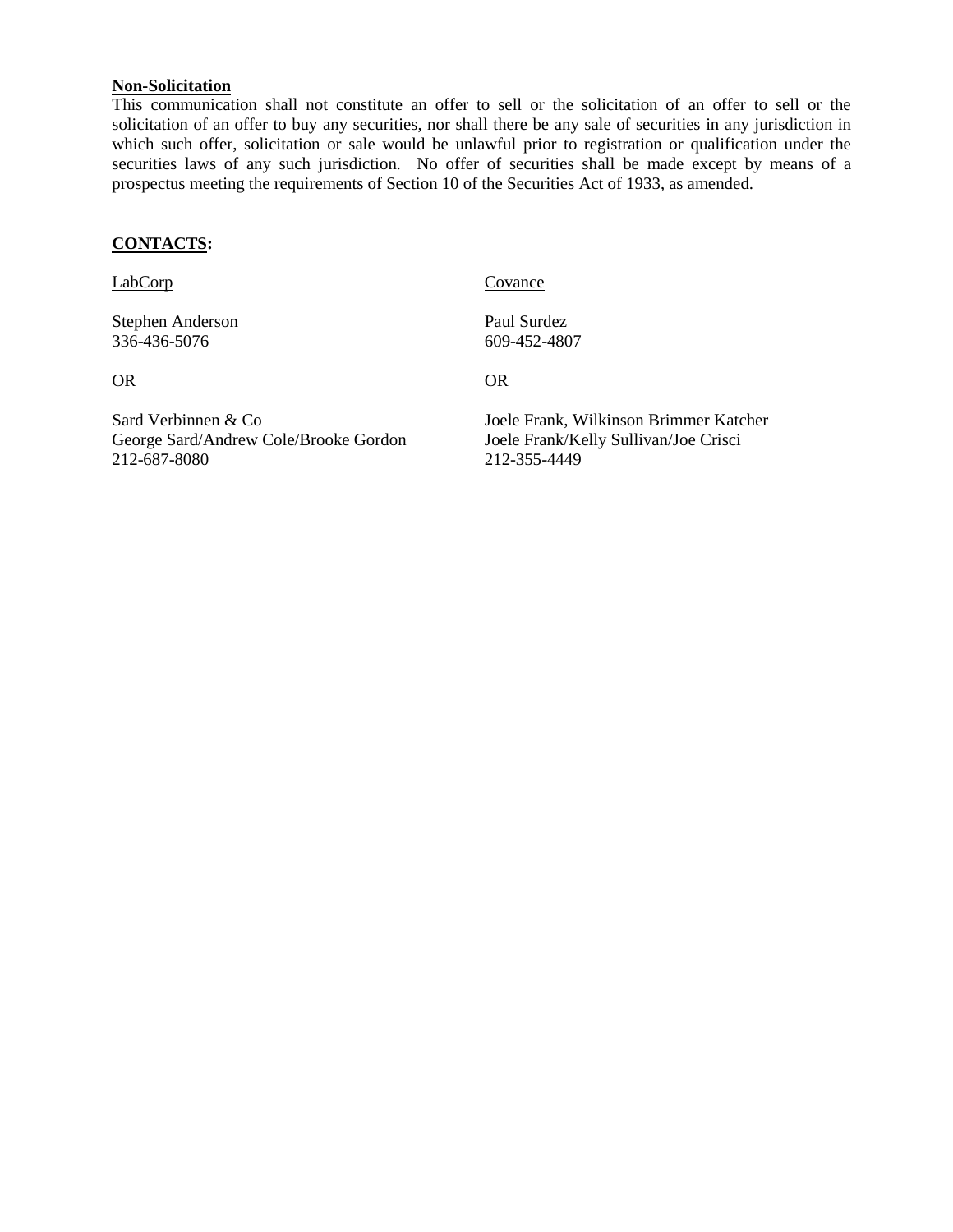**Non-Solicitation**

This communication shall not constitute an offer to sell or the solicitation of an offer to sell or the solicitation of an offer to buy any securities, nor shall there be any sale of securities in any jurisdiction in which such offer, solicitation or sale would be unlawful prior to registration or qualification under the securities laws of any such jurisdiction. No offer of securities shall be made except by means of a prospectus meeting the requirements of Section 10 of the Securities Act of 1933, as amended.

**CONTACTS:**

| | |
|---|---|
| LabCorp | Covance |
| Stephen Anderson<br>336-436-5076 | Paul Surdez<br>609-452-4807 |
| OR | OR |
| Sard Verbinnen & Co<br>George Sard/Andrew Cole/Brooke Gordon<br>212-687-8080 | Joele Frank, Wilkinson Brimmer Katcher<br>Joele Frank/Kelly Sullivan/Joe Crisci<br>212-355-4449 |